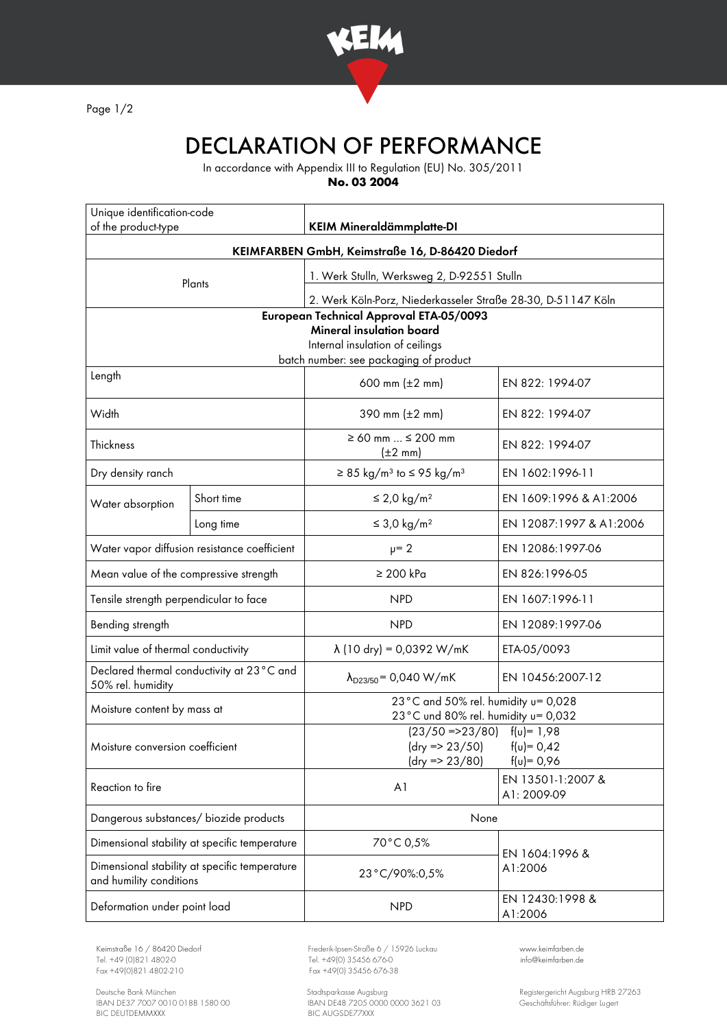# DECLARATION OF PERFORMANCE

In accordance with Appendix III to Regulation (EU) No. 305/2011

**No. 03 2004**

| Unique identification-code of the product-type | | **KEIM Mineraldämmplatte-DI** | |
|---|---|---|---|
| **KEIMFARBEN GmbH, Keimstraße 16, D-86420 Diedorf** | | | |
| Plants | | 1. Werk Stulln, Werksweg 2, D-92551 Stulln | |
| | | 2. Werk Köln-Porz, Niederkasseler Straße 28-30, D-51147 Köln | |
| **European Technical Approval ETA-05/0093**<br>**Mineral insulation board**<br>Internal insulation of ceilings<br>batch number: see packaging of product | | | |
| Length | | 600 mm (±2 mm) | EN 822: 1994-07 |
| Width | | 390 mm (±2 mm) | EN 822: 1994-07 |
| Thickness | | ≥ 60 mm ... ≤ 200 mm (±2 mm) | EN 822: 1994-07 |
| Dry density ranch | | ≥ 85 kg/m³ to ≤ 95 kg/m³ | EN 1602:1996-11 |
| Water absorption | Short time | ≤ 2,0 kg/m² | EN 1609:1996 & A1:2006 |
| | Long time | ≤ 3,0 kg/m² | EN 12087:1997 & A1:2006 |
| Water vapor diffusion resistance coefficient | | $\mu = 2$ | EN 12086:1997-06 |
| Mean value of the compressive strength | | ≥ 200 kPa | EN 826:1996-05 |
| Tensile strength perpendicular to face | | NPD | EN 1607:1996-11 |
| Bending strength | | NPD | EN 12089:1997-06 |
| Limit value of thermal conductivity | | $\lambda$ (10 dry) = 0,0392 W/mK | ETA-05/0093 |
| Declared thermal conductivity at 23°C and 50% rel. humidity | | $\lambda_{D23/50}$ = 0,040 W/mK | EN 10456:2007-12 |
| Moisture content by mass at | | 23°C and 50% rel. humidity u= 0,028<br>23°C und 80% rel. humidity u= 0,032 | |
| Moisture conversion coefficient | | (23/50 =>23/80) f(u)= 1,98<br>(dry => 23/50) f(u)= 0,42<br>(dry => 23/80) f(u)= 0,96 | |
| Reaction to fire | | A1 | EN 13501-1:2007 & A1: 2009-09 |
| Dangerous substances/ biozide products | | None | |
| Dimensional stability at specific temperature | | 70°C 0,5% | EN 1604:1996 & A1:2006 |
| Dimensional stability at specific temperature and humility conditions | | 23°C/90%:0,5% | |
| Deformation under point load | | NPD | EN 12430:1998 & A1:2006 |

Keimstraße 16 / 86420 Diedorf
Tel. +49 (0)821 4802-0
Fax +49(0)821 4802-210

Frederik-Ipsen-Straße 6 / 15926 Luckau
Tel. +49(0) 35456 676-0
Fax +49(0) 35456 676-38

www.keimfarben.de
info@keimfarben.de

Deutsche Bank München
IBAN DE37 7007 0010 0188 1580 00
BIC DEUTDEMMXXX

Stadtsparkasse Augsburg
IBAN DE48 7205 0000 0000 3621 03
BIC AUGSDE77XXX

Registergericht Augsburg HRB 27263
Geschäftsführer: Rüdiger Lugert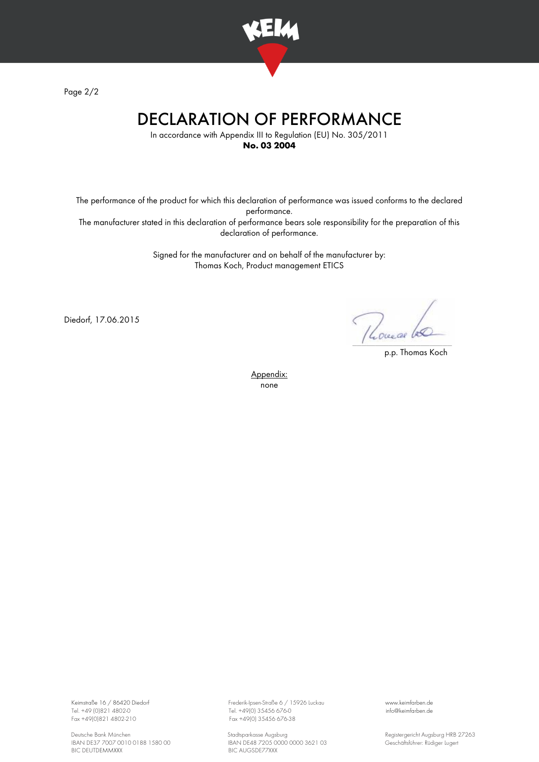# DECLARATION OF PERFORMANCE

In accordance with Appendix III to Regulation (EU) No. 305/2011

**No. 03 2004**

The performance of the product for which this declaration of performance was issued conforms to the declared performance.

The manufacturer stated in this declaration of performance bears sole responsibility for the preparation of this declaration of performance.

Signed for the manufacturer and on behalf of the manufacturer by:
Thomas Koch, Product management ETICS

Diedorf, 17.06.2015

p.p. Thomas Koch

Appendix:
none

Keimstraße 16 / 86420 Diedorf
Tel. +49 (0)821 4802-0
Fax +49(0)821 4802-210

Frederik-Ipsen-Straße 6 / 15926 Luckau
Tel. +49(0) 35456 676-0
Fax +49(0) 35456 676-38

www.keimfarben.de
info@keimfarben.de

Deutsche Bank München
IBAN DE37 7007 0010 0188 1580 00
BIC DEUTDEMMXXX

Stadtsparkasse Augsburg
IBAN DE48 7205 0000 0000 3621 03
BIC AUGSDE77XXX

Registergericht Augsburg HRB 27263
Geschäftsführer: Rüdiger Lugert